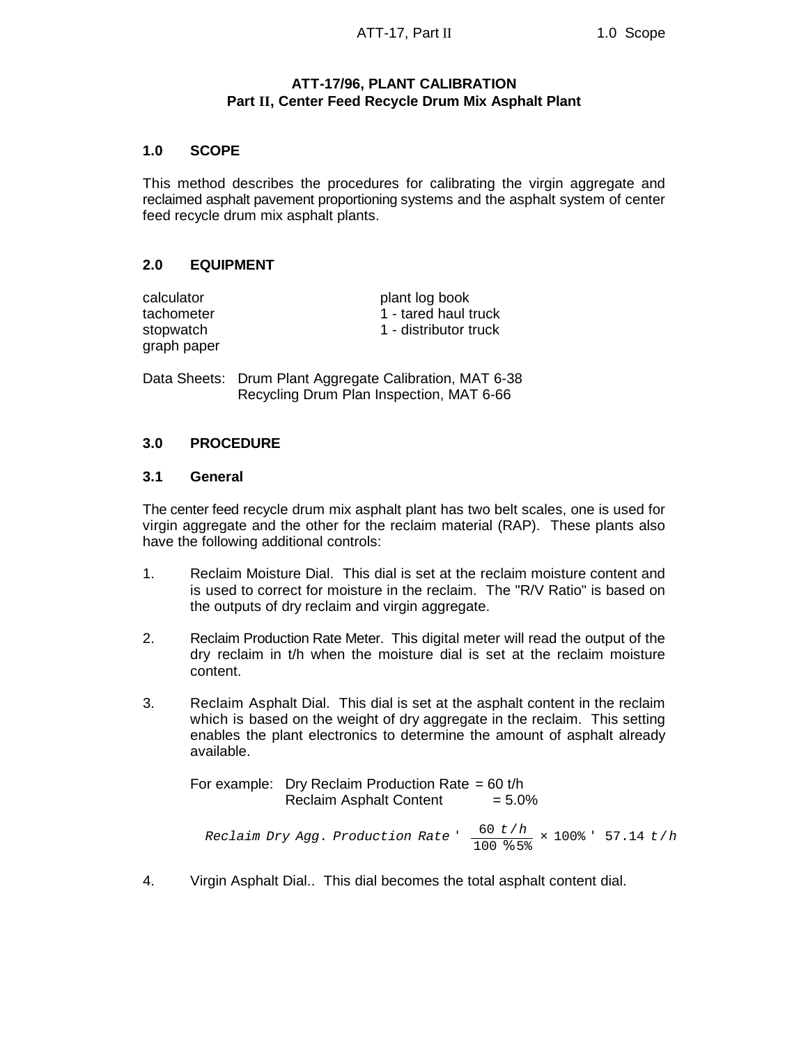**ATT-17/96, PLANT CALIBRATION**
**Part II, Center Feed Recycle Drum Mix Asphalt Plant**

## 1.0 SCOPE

This method describes the procedures for calibrating the virgin aggregate and reclaimed asphalt pavement proportioning systems and the asphalt system of center feed recycle drum mix asphalt plants.

## 2.0 EQUIPMENT

| | |
|---|---|
| calculator | plant log book |
| tachometer | 1 - tared haul truck |
| stopwatch | 1 - distributor truck |
| graph paper | |

Data Sheets: Drum Plant Aggregate Calibration, MAT 6-38
Recycling Drum Plan Inspection, MAT 6-66

## 3.0 PROCEDURE

### 3.1 General

The center feed recycle drum mix asphalt plant has two belt scales, one is used for virgin aggregate and the other for the reclaim material (RAP). These plants also have the following additional controls:

1. Reclaim Moisture Dial. This dial is set at the reclaim moisture content and is used to correct for moisture in the reclaim. The "R/V Ratio" is based on the outputs of dry reclaim and virgin aggregate.

2. Reclaim Production Rate Meter. This digital meter will read the output of the dry reclaim in t/h when the moisture dial is set at the reclaim moisture content.

3. Reclaim Asphalt Dial. This dial is set at the asphalt content in the reclaim which is based on the weight of dry aggregate in the reclaim. This setting enables the plant electronics to determine the amount of asphalt already available.

   For example: Dry Reclaim Production Rate = 60 t/h
   Reclaim Asphalt Content = 5.0%

   $$Reclaim\ Dry\ Agg.\ Production\ Rate = \frac{60\ t/h}{100\ \% + 5\%} \times 100\% = 57.14\ t/h$$

4. Virgin Asphalt Dial.. This dial becomes the total asphalt content dial.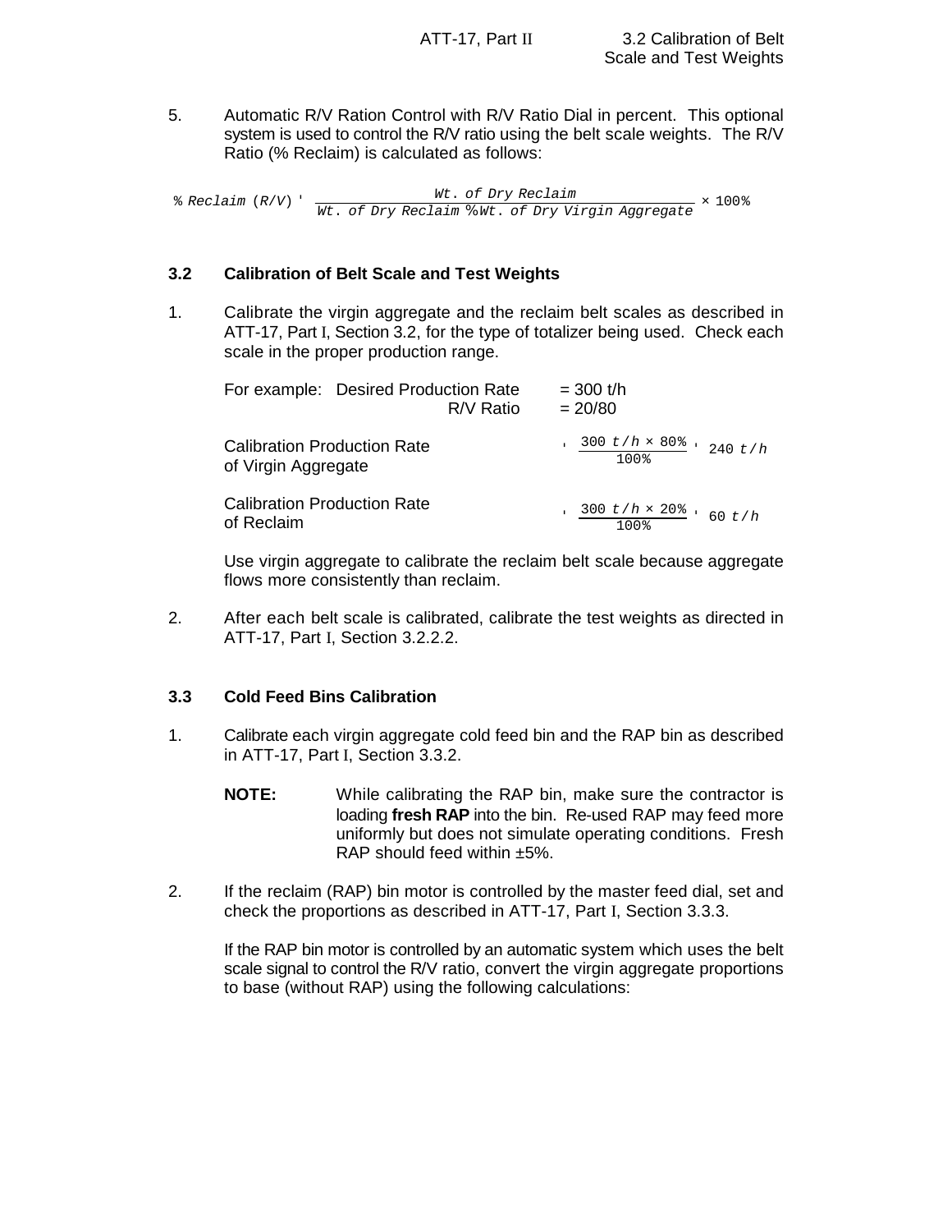5. Automatic R/V Ration Control with R/V Ratio Dial in percent. This optional system is used to control the R/V ratio using the belt scale weights. The R/V Ratio (% Reclaim) is calculated as follows:

$$\% \, Reclaim \, (R/V) = \frac{Wt. \, of \, Dry \, Reclaim}{Wt. \, of \, Dry \, Reclaim + Wt. \, of \, Dry \, Virgin \, Aggregate} \times 100\%$$

### 3.2 Calibration of Belt Scale and Test Weights

1. Calibrate the virgin aggregate and the reclaim belt scales as described in ATT-17, Part I, Section 3.2, for the type of totalizer being used. Check each scale in the proper production range.

   For example: Desired Production Rate = 300 t/h
   R/V Ratio = 20/80

   Calibration Production Rate of Virgin Aggregate $= \frac{300 \, t/h \times 80\%}{100\%} = 240 \, t/h$

   Calibration Production Rate of Reclaim $= \frac{300 \, t/h \times 20\%}{100\%} = 60 \, t/h$

   Use virgin aggregate to calibrate the reclaim belt scale because aggregate flows more consistently than reclaim.

2. After each belt scale is calibrated, calibrate the test weights as directed in ATT-17, Part I, Section 3.2.2.2.

### 3.3 Cold Feed Bins Calibration

1. Calibrate each virgin aggregate cold feed bin and the RAP bin as described in ATT-17, Part I, Section 3.3.2.

   **NOTE:** While calibrating the RAP bin, make sure the contractor is loading **fresh RAP** into the bin. Re-used RAP may feed more uniformly but does not simulate operating conditions. Fresh RAP should feed within ±5%.

2. If the reclaim (RAP) bin motor is controlled by the master feed dial, set and check the proportions as described in ATT-17, Part I, Section 3.3.3.

   If the RAP bin motor is controlled by an automatic system which uses the belt scale signal to control the R/V ratio, convert the virgin aggregate proportions to base (without RAP) using the following calculations: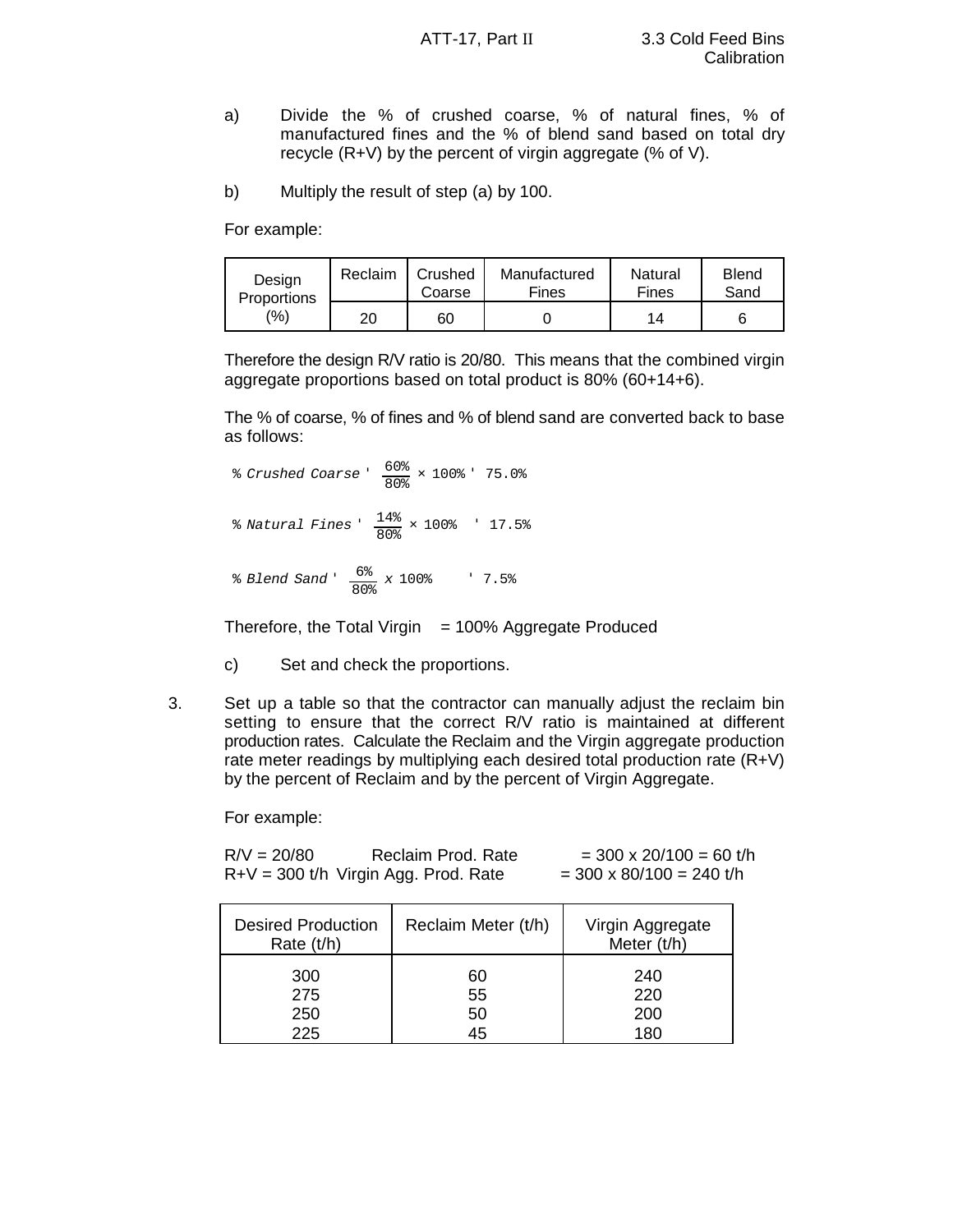a) Divide the % of crushed coarse, % of natural fines, % of manufactured fines and the % of blend sand based on total dry recycle (R+V) by the percent of virgin aggregate (% of V).

b) Multiply the result of step (a) by 100.

For example:

| Design Proportions (%) | Reclaim | Crushed Coarse | Manufactured Fines | Natural Fines | Blend Sand |
|---|---|---|---|---|---|
| | 20 | 60 | 0 | 14 | 6 |

Therefore the design R/V ratio is 20/80. This means that the combined virgin aggregate proportions based on total product is 80% (60+14+6).

The % of coarse, % of fines and % of blend sand are converted back to base as follows:

$$\% \, Crushed \, Coarse = \frac{60\%}{80\%} \times 100\% = 75.0\%$$

$$\% \, Natural \, Fines = \frac{14\%}{80\%} \times 100\% = 17.5\%$$

$$\% \, Blend \, Sand = \frac{6\%}{80\%} \times 100\% = 7.5\%$$

Therefore, the Total Virgin = 100% Aggregate Produced

c) Set and check the proportions.

3. Set up a table so that the contractor can manually adjust the reclaim bin setting to ensure that the correct R/V ratio is maintained at different production rates. Calculate the Reclaim and the Virgin aggregate production rate meter readings by multiplying each desired total production rate (R+V) by the percent of Reclaim and by the percent of Virgin Aggregate.

For example:

R/V = 20/80 Reclaim Prod. Rate = 300 x 20/100 = 60 t/h
R+V = 300 t/h Virgin Agg. Prod. Rate = 300 x 80/100 = 240 t/h

| Desired Production Rate (t/h) | Reclaim Meter (t/h) | Virgin Aggregate Meter (t/h) |
|---|---|---|
| 300 | 60 | 240 |
| 275 | 55 | 220 |
| 250 | 50 | 200 |
| 225 | 45 | 180 |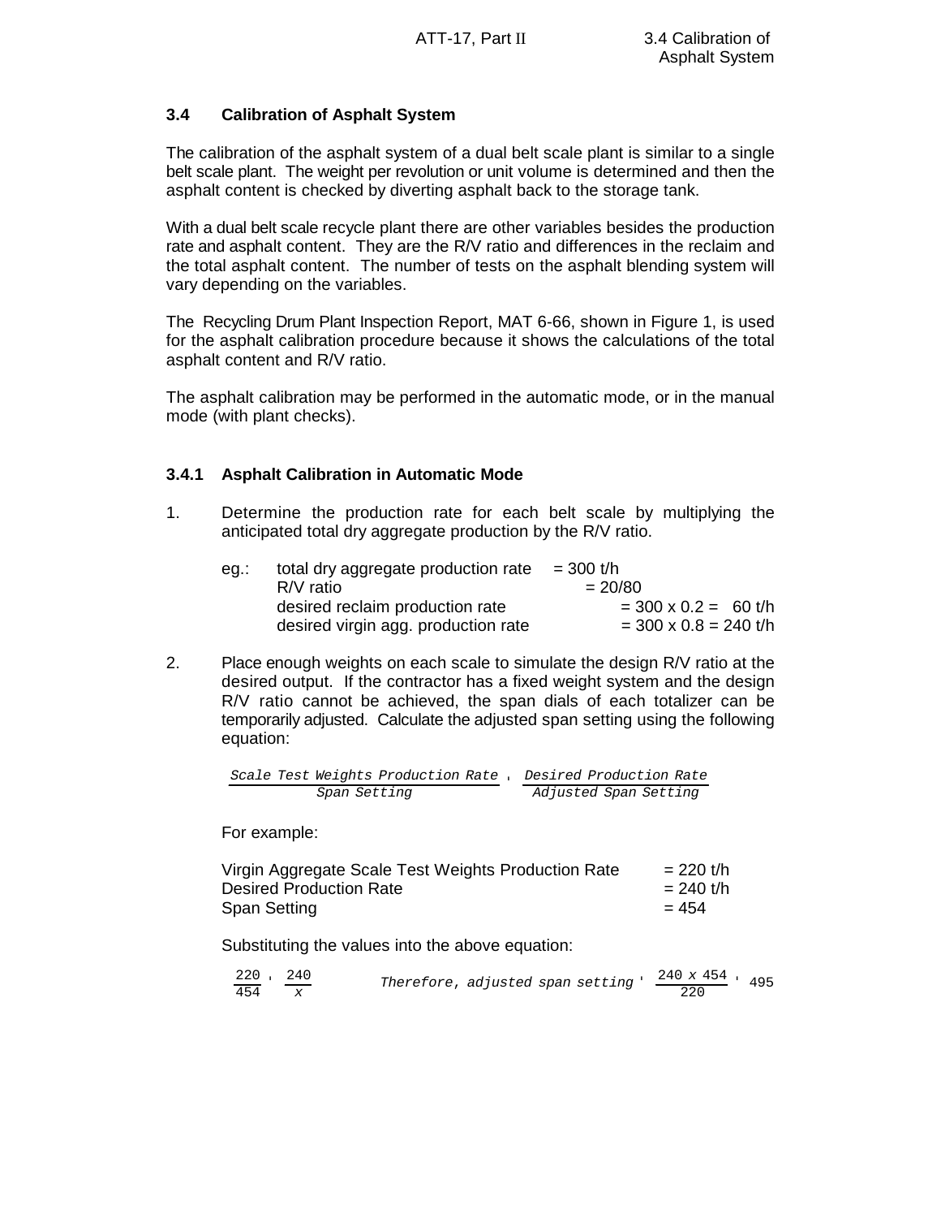## 3.4 Calibration of Asphalt System

The calibration of the asphalt system of a dual belt scale plant is similar to a single belt scale plant. The weight per revolution or unit volume is determined and then the asphalt content is checked by diverting asphalt back to the storage tank.

With a dual belt scale recycle plant there are other variables besides the production rate and asphalt content. They are the R/V ratio and differences in the reclaim and the total asphalt content. The number of tests on the asphalt blending system will vary depending on the variables.

The Recycling Drum Plant Inspection Report, MAT 6-66, shown in Figure 1, is used for the asphalt calibration procedure because it shows the calculations of the total asphalt content and R/V ratio.

The asphalt calibration may be performed in the automatic mode, or in the manual mode (with plant checks).

### 3.4.1 Asphalt Calibration in Automatic Mode

1. Determine the production rate for each belt scale by multiplying the anticipated total dry aggregate production by the R/V ratio.

   eg.:

   | | |
   |---|---|
   | total dry aggregate production rate | = 300 t/h |
   | R/V ratio | = 20/80 |
   | desired reclaim production rate | = 300 x 0.2 = 60 t/h |
   | desired virgin agg. production rate | = 300 x 0.8 = 240 t/h |

2. Place enough weights on each scale to simulate the design R/V ratio at the desired output. If the contractor has a fixed weight system and the design R/V ratio cannot be achieved, the span dials of each totalizer can be temporarily adjusted. Calculate the adjusted span setting using the following equation:

   $$\frac{\textit{Scale Test Weights Production Rate}}{\textit{Span Setting}} = \frac{\textit{Desired Production Rate}}{\textit{Adjusted Span Setting}}$$

   For example:

   | | |
   |---|---|
   | Virgin Aggregate Scale Test Weights Production Rate | = 220 t/h |
   | Desired Production Rate | = 240 t/h |
   | Span Setting | = 454 |

   Substituting the values into the above equation:

   $$\frac{220}{454} = \frac{240}{x} \qquad \textit{Therefore, adjusted span setting} = \frac{240 \times 454}{220} = 495$$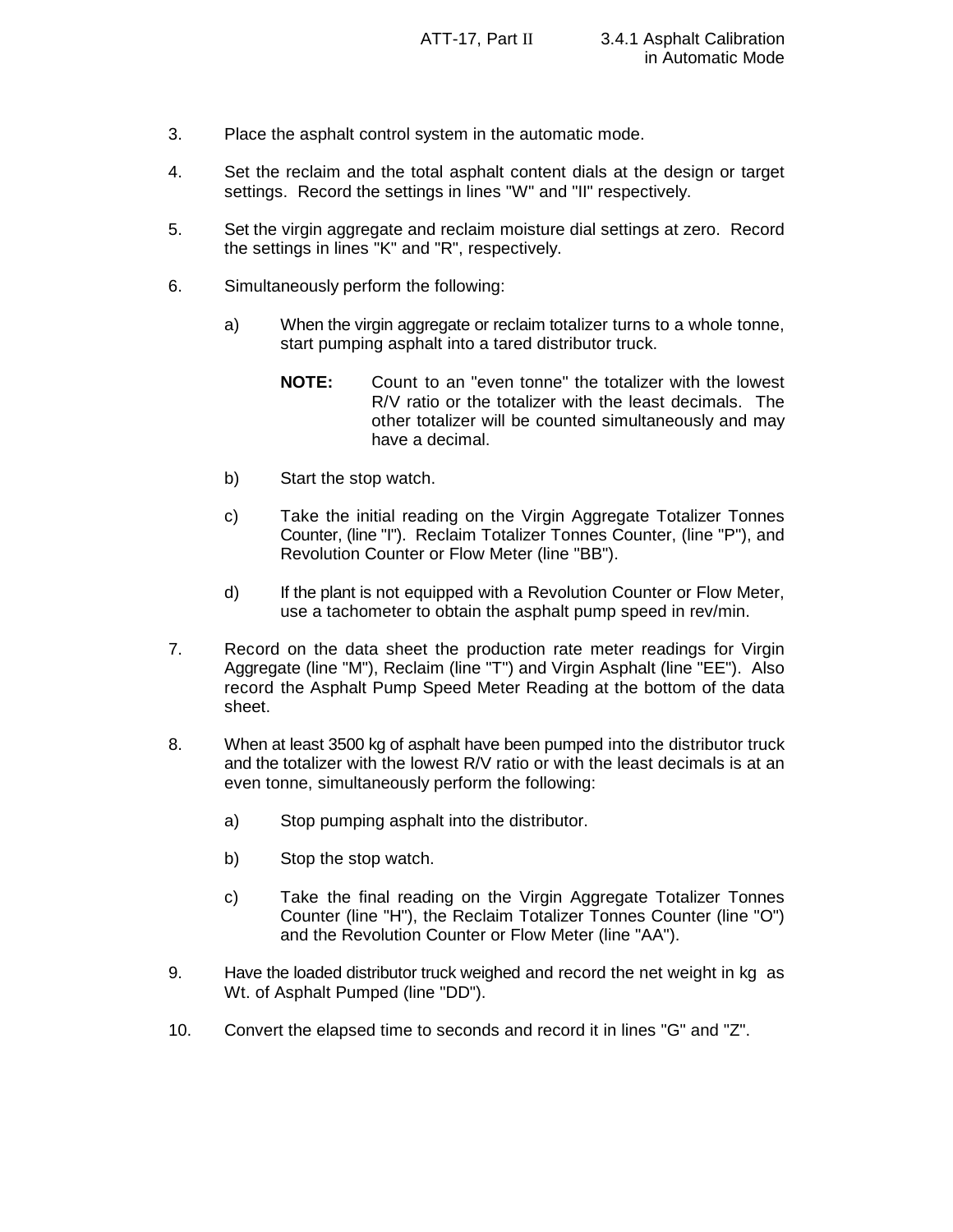3. Place the asphalt control system in the automatic mode.

4. Set the reclaim and the total asphalt content dials at the design or target settings. Record the settings in lines "W" and "II" respectively.

5. Set the virgin aggregate and reclaim moisture dial settings at zero. Record the settings in lines "K" and "R", respectively.

6. Simultaneously perform the following:

   a) When the virgin aggregate or reclaim totalizer turns to a whole tonne, start pumping asphalt into a tared distributor truck.

      **NOTE:** Count to an "even tonne" the totalizer with the lowest R/V ratio or the totalizer with the least decimals. The other totalizer will be counted simultaneously and may have a decimal.

   b) Start the stop watch.

   c) Take the initial reading on the Virgin Aggregate Totalizer Tonnes Counter, (line "I"). Reclaim Totalizer Tonnes Counter, (line "P"), and Revolution Counter or Flow Meter (line "BB").

   d) If the plant is not equipped with a Revolution Counter or Flow Meter, use a tachometer to obtain the asphalt pump speed in rev/min.

7. Record on the data sheet the production rate meter readings for Virgin Aggregate (line "M"), Reclaim (line "T") and Virgin Asphalt (line "EE"). Also record the Asphalt Pump Speed Meter Reading at the bottom of the data sheet.

8. When at least 3500 kg of asphalt have been pumped into the distributor truck and the totalizer with the lowest R/V ratio or with the least decimals is at an even tonne, simultaneously perform the following:

   a) Stop pumping asphalt into the distributor.

   b) Stop the stop watch.

   c) Take the final reading on the Virgin Aggregate Totalizer Tonnes Counter (line "H"), the Reclaim Totalizer Tonnes Counter (line "O") and the Revolution Counter or Flow Meter (line "AA").

9. Have the loaded distributor truck weighed and record the net weight in kg as Wt. of Asphalt Pumped (line "DD").

10. Convert the elapsed time to seconds and record it in lines "G" and "Z".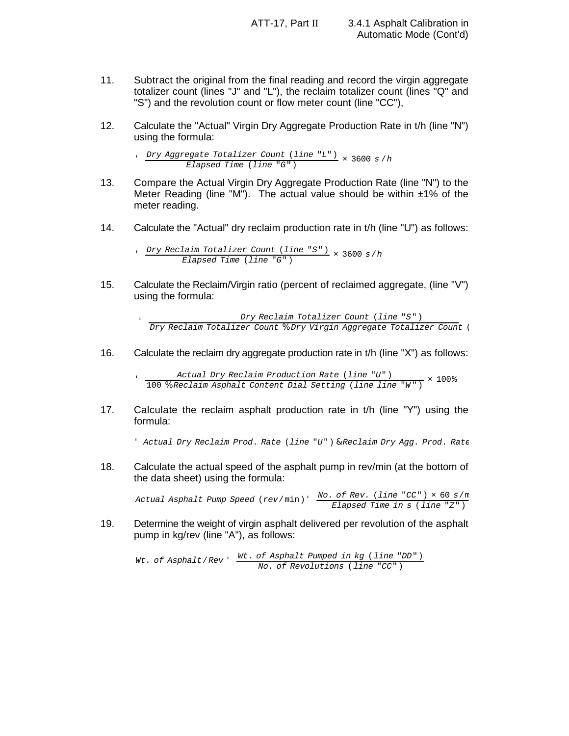11. Subtract the original from the final reading and record the virgin aggregate totalizer count (lines "J" and "L"), the reclaim totalizer count (lines "Q" and "S") and the revolution count or flow meter count (line "CC"),

12. Calculate the "Actual" Virgin Dry Aggregate Production Rate in t/h (line "N") using the formula:

$$= \frac{Dry\ Aggregate\ Totalizer\ Count\ (line\ "L")}{Elapsed\ Time\ (line\ "G")} \times 3600\ s/h$$

13. Compare the Actual Virgin Dry Aggregate Production Rate (line "N") to the Meter Reading (line "M"). The actual value should be within ±1% of the meter reading.

14. Calculate the "Actual" dry reclaim production rate in t/h (line "U") as follows:

$$= \frac{Dry\ Reclaim\ Totalizer\ Count\ (line\ "S")}{Elapsed\ Time\ (line\ "G")} \times 3600\ s/h$$

15. Calculate the Reclaim/Virgin ratio (percent of reclaimed aggregate, (line "V") using the formula:

$$= \frac{Dry\ Reclaim\ Totalizer\ Count\ (line\ "S")}{Dry\ Reclaim\ Totalizer\ Count + Dry\ Virgin\ Aggregate\ Totalizer\ Count\ (}$$

16. Calculate the reclaim dry aggregate production rate in t/h (line "X") as follows:

$$= \frac{Actual\ Dry\ Reclaim\ Production\ Rate\ (line\ "U")}{100 + Reclaim\ Asphalt\ Content\ Dial\ Setting\ (line\ line\ "W")} \times 100\%$$

17. Calculate the reclaim asphalt production rate in t/h (line "Y") using the formula:

$$= Actual\ Dry\ Reclaim\ Prod.\ Rate\ (line\ "U") - Reclaim\ Dry\ Agg.\ Prod.\ Rate$$

18. Calculate the actual speed of the asphalt pump in rev/min (at the bottom of the data sheet) using the formula:

$$Actual\ Asphalt\ Pump\ Speed\ (rev/\min) = \frac{No.\ of\ Rev.\ (line\ "CC") \times 60\ s/m}{Elapsed\ Time\ in\ s\ (line\ "Z")}$$

19. Determine the weight of virgin asphalt delivered per revolution of the asphalt pump in kg/rev (line "A"), as follows:

$$Wt.\ of\ Asphalt/Rev = \frac{Wt.\ of\ Asphalt\ Pumped\ in\ kg\ (line\ "DD")}{No.\ of\ Revolutions\ (line\ "CC")}$$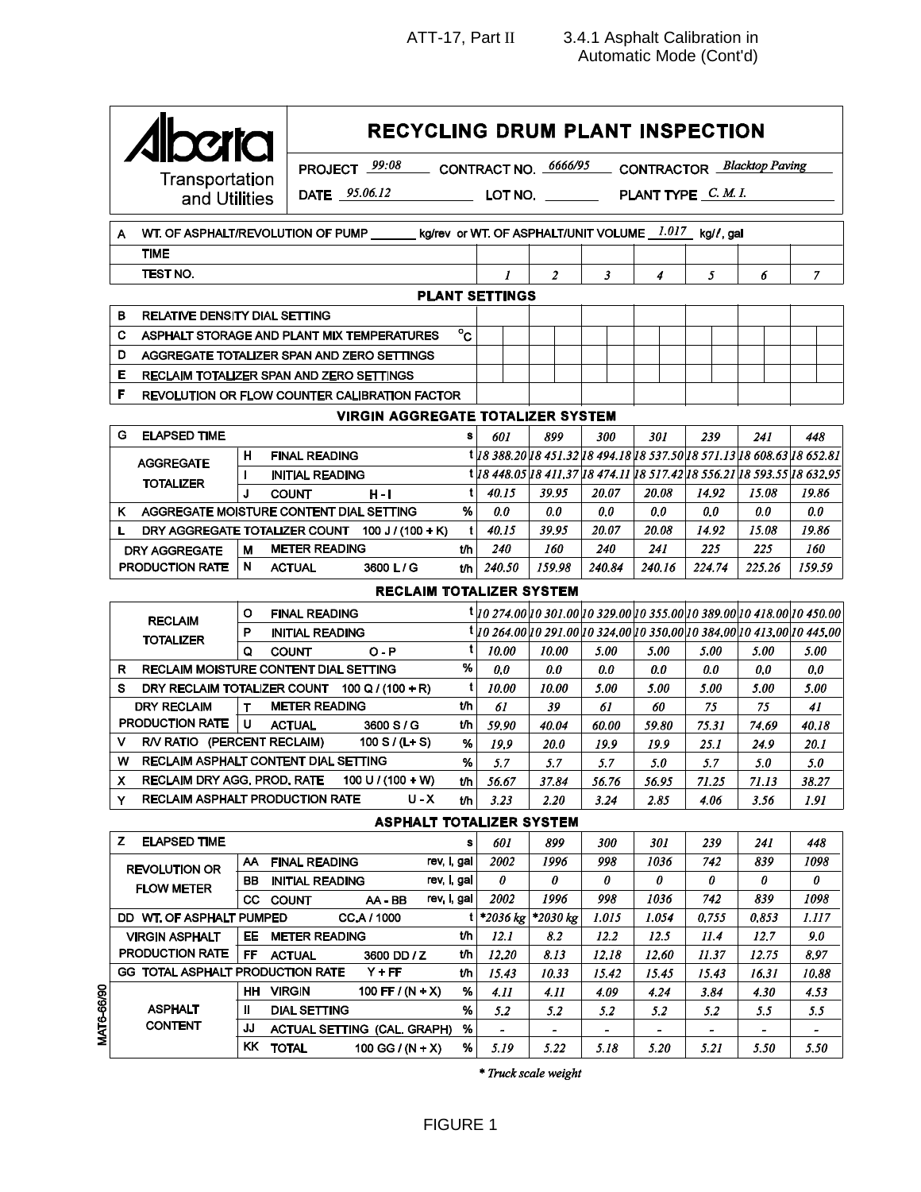# RECYCLING DRUM PLANT INSPECTION

**Alberta Transportation and Utilities**

PROJECT *99:08* CONTRACT NO. *6666/95* CONTRACTOR *Blacktop Paving*

DATE *95.06.12* LOT NO. ______ PLANT TYPE *C. M. I.*

| | | | | | 1 | 2 | 3 | 4 | 5 | 6 | 7 |
|---|---|---|---|---|---|---|---|---|---|---|---|
| A | WT. OF ASPHALT/REVOLUTION OF PUMP ______ kg/rev or WT. OF ASPHALT/UNIT VOLUME *1.017* kg/ℓ, gal | | | | | | | | | | |
| | TIME | | | | | | | | | | |
| | TEST NO. | | | | *1* | *2* | *3* | *4* | *5* | *6* | *7* |
| | **PLANT SETTINGS** | | | | | | | | | | |
| B | RELATIVE DENSITY DIAL SETTING | | | | | | | | | | |
| C | ASPHALT STORAGE AND PLANT MIX TEMPERATURES | | | °C | | | | | | | |
| D | AGGREGATE TOTALIZER SPAN AND ZERO SETTINGS | | | | | | | | | | |
| E | RECLAIM TOTALIZER SPAN AND ZERO SETTINGS | | | | | | | | | | |
| F | REVOLUTION OR FLOW COUNTER CALIBRATION FACTOR | | | | | | | | | | |
| | **VIRGIN AGGREGATE TOTALIZER SYSTEM** | | | | | | | | | | |
| G | ELAPSED TIME | | | s | *601* | *899* | *300* | *301* | *239* | *241* | *448* |
| | AGGREGATE TOTALIZER | H | FINAL READING | t | *18 388.20* | *18 451.32* | *18 494.18* | *18 537.50* | *18 571.13* | *18 608.63* | *18 652.81* |
| | | I | INITIAL READING | t | *18 448.05* | *18 411.37* | *18 474.11* | *18 517.42* | *18 556.21* | *18 593.55* | *18 632.95* |
| | | J | COUNT H - I | t | *40.15* | *39.95* | *20.07* | *20.08* | *14.92* | *15.08* | *19.86* |
| K | AGGREGATE MOISTURE CONTENT DIAL SETTING | | | % | *0.0* | *0.0* | *0.0* | *0.0* | *0.0* | *0.0* | *0.0* |
| L | DRY AGGREGATE TOTALIZER COUNT 100 J / (100 + K) | | | t | *40.15* | *39.95* | *20.07* | *20.08* | *14.92* | *15.08* | *19.86* |
| | DRY AGGREGATE PRODUCTION RATE | M | METER READING | t/h | *240* | *160* | *240* | *241* | *225* | *225* | *160* |
| | | N | ACTUAL 3600 L / G | t/h | *240.50* | *159.98* | *240.84* | *240.16* | *224.74* | *225.26* | *159.59* |
| | **RECLAIM TOTALIZER SYSTEM** | | | | | | | | | | |
| | RECLAIM TOTALIZER | O | FINAL READING | t | *10 274.00* | *10 301.00* | *10 329.00* | *10 355.00* | *10 389.00* | *10 418.00* | *10 450.00* |
| | | P | INITIAL READING | t | *10 264.00* | *10 291.00* | *10 324.00* | *10 350.00* | *10 384.00* | *10 413.00* | *10 445.00* |
| | | Q | COUNT O - P | t | *10.00* | *10.00* | *5.00* | *5.00* | *5.00* | *5.00* | *5.00* |
| R | RECLAIM MOISTURE CONTENT DIAL SETTING | | | % | *0.0* | *0.0* | *0.0* | *0.0* | *0.0* | *0.0* | *0.0* |
| S | DRY RECLAIM TOTALIZER COUNT 100 Q / (100 + R) | | | t | *10.00* | *10.00* | *5.00* | *5.00* | *5.00* | *5.00* | *5.00* |
| | DRY RECLAIM PRODUCTION RATE | T | METER READING | t/h | *61* | *39* | *61* | *60* | *75* | *75* | *41* |
| | | U | ACTUAL 3600 S / G | t/h | *59.90* | *40.04* | *60.00* | *59.80* | *75.31* | *74.69* | *40.18* |
| V | R/V RATIO (PERCENT RECLAIM) 100 S / (L+ S) | | | % | *19.9* | *20.0* | *19.9* | *19.9* | *25.1* | *24.9* | *20.1* |
| W | RECLAIM ASPHALT CONTENT DIAL SETTING | | | % | *5.7* | *5.7* | *5.7* | *5.0* | *5.7* | *5.0* | *5.0* |
| X | RECLAIM DRY AGG. PROD. RATE 100 U / (100 + W) | | | t/h | *56.67* | *37.84* | *56.76* | *56.95* | *71.25* | *71.13* | *38.27* |
| Y | RECLAIM ASPHALT PRODUCTION RATE U - X | | | t/h | *3.23* | *2.20* | *3.24* | *2.85* | *4.06* | *3.56* | *1.91* |
| | **ASPHALT TOTALIZER SYSTEM** | | | | | | | | | | |
| Z | ELAPSED TIME | | | s | *601* | *899* | *300* | *301* | *239* | *241* | *448* |
| | REVOLUTION OR FLOW METER | AA | FINAL READING | rev, l, gal | *2002* | *1996* | *998* | *1036* | *742* | *839* | *1098* |
| | | BB | INITIAL READING | rev, l, gal | *0* | *0* | *0* | *0* | *0* | *0* | *0* |
| | | CC | COUNT AA - BB | rev, l, gal | *2002* | *1996* | *998* | *1036* | *742* | *839* | *1098* |
| DD | WT. OF ASPHALT PUMPED CC.A / 1000 | | | t | *\*2036 kg* | *\*2030 kg* | *1.015* | *1.054* | *0.755* | *0.853* | *1.117* |
| | VIRGIN ASPHALT PRODUCTION RATE | EE | METER READING | t/h | *12.1* | *8.2* | *12.2* | *12.5* | *11.4* | *12.7* | *9.0* |
| | | FF | ACTUAL 3600 DD / Z | t/h | *12.20* | *8.13* | *12.18* | *12.60* | *11.37* | *12.75* | *8.97* |
| GG | TOTAL ASPHALT PRODUCTION RATE Y + FF | | | t/h | *15.43* | *10.33* | *15.42* | *15.45* | *15.43* | *16.31* | *10.88* |
| | ASPHALT CONTENT | HH | VIRGIN 100 FF / (N + X) | % | *4.11* | *4.11* | *4.09* | *4.24* | *3.84* | *4.30* | *4.53* |
| | | II | DIAL SETTING | % | *5.2* | *5.2* | *5.2* | *5.2* | *5.2* | *5.5* | *5.5* |
| | | JJ | ACTUAL SETTING (CAL. GRAPH) | % | - | - | - | - | - | - | - |
| | | KK | TOTAL 100 GG / (N + X) | % | *5.19* | *5.22* | *5.18* | *5.20* | *5.21* | *5.50* | *5.50* |

*\* Truck scale weight*

MAT6-66/90

FIGURE 1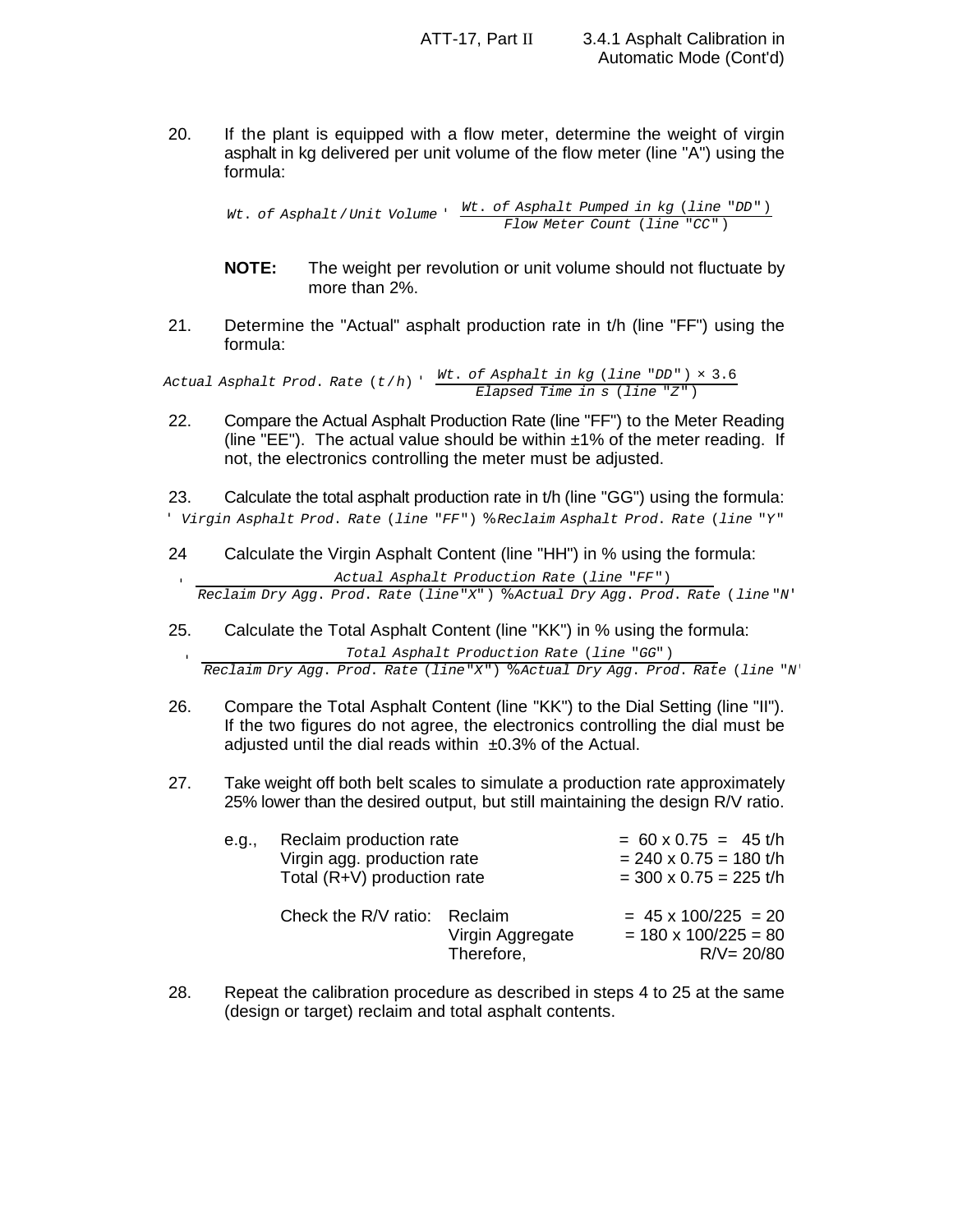20. If the plant is equipped with a flow meter, determine the weight of virgin asphalt in kg delivered per unit volume of the flow meter (line "A") using the formula:

$$Wt.\ of\ Asphalt/Unit\ Volume = \frac{Wt.\ of\ Asphalt\ Pumped\ in\ kg\ (line\ "DD")}{Flow\ Meter\ Count\ (line\ "CC")}$$

**NOTE:** The weight per revolution or unit volume should not fluctuate by more than 2%.

21. Determine the "Actual" asphalt production rate in t/h (line "FF") using the formula:

$$Actual\ Asphalt\ Prod.\ Rate\ (t/h) = \frac{Wt.\ of\ Asphalt\ in\ kg\ (line\ "DD") \times 3.6}{Elapsed\ Time\ in\ s\ (line\ "Z")}$$

22. Compare the Actual Asphalt Production Rate (line "FF") to the Meter Reading (line "EE"). The actual value should be within ±1% of the meter reading. If not, the electronics controlling the meter must be adjusted.

23. Calculate the total asphalt production rate in t/h (line "GG") using the formula:

$$= Virgin\ Asphalt\ Prod.\ Rate\ (line\ "FF") + Reclaim\ Asphalt\ Prod.\ Rate\ (line\ "Y")$$

24. Calculate the Virgin Asphalt Content (line "HH") in % using the formula:

$$= \frac{Actual\ Asphalt\ Production\ Rate\ (line\ "FF")}{Reclaim\ Dry\ Agg.\ Prod.\ Rate\ (line\ "X") + Actual\ Dry\ Agg.\ Prod.\ Rate\ (line\ "N")}$$

25. Calculate the Total Asphalt Content (line "KK") in % using the formula:

$$= \frac{Total\ Asphalt\ Production\ Rate\ (line\ "GG")}{Reclaim\ Dry\ Agg.\ Prod.\ Rate\ (line\ "X") + Actual\ Dry\ Agg.\ Prod.\ Rate\ (line\ "N")}$$

26. Compare the Total Asphalt Content (line "KK") to the Dial Setting (line "II"). If the two figures do not agree, the electronics controlling the dial must be adjusted until the dial reads within ±0.3% of the Actual.

27. Take weight off both belt scales to simulate a production rate approximately 25% lower than the desired output, but still maintaining the design R/V ratio.

| e.g., | Reclaim production rate | | = 60 x 0.75 = 45 t/h |
|---|---|---|---|
| | Virgin agg. production rate | | = 240 x 0.75 = 180 t/h |
| | Total (R+V) production rate | | = 300 x 0.75 = 225 t/h |
| | Check the R/V ratio: | Reclaim | = 45 x 100/225 = 20 |
| | | Virgin Aggregate | = 180 x 100/225 = 80 |
| | | Therefore, | R/V= 20/80 |

28. Repeat the calibration procedure as described in steps 4 to 25 at the same (design or target) reclaim and total asphalt contents.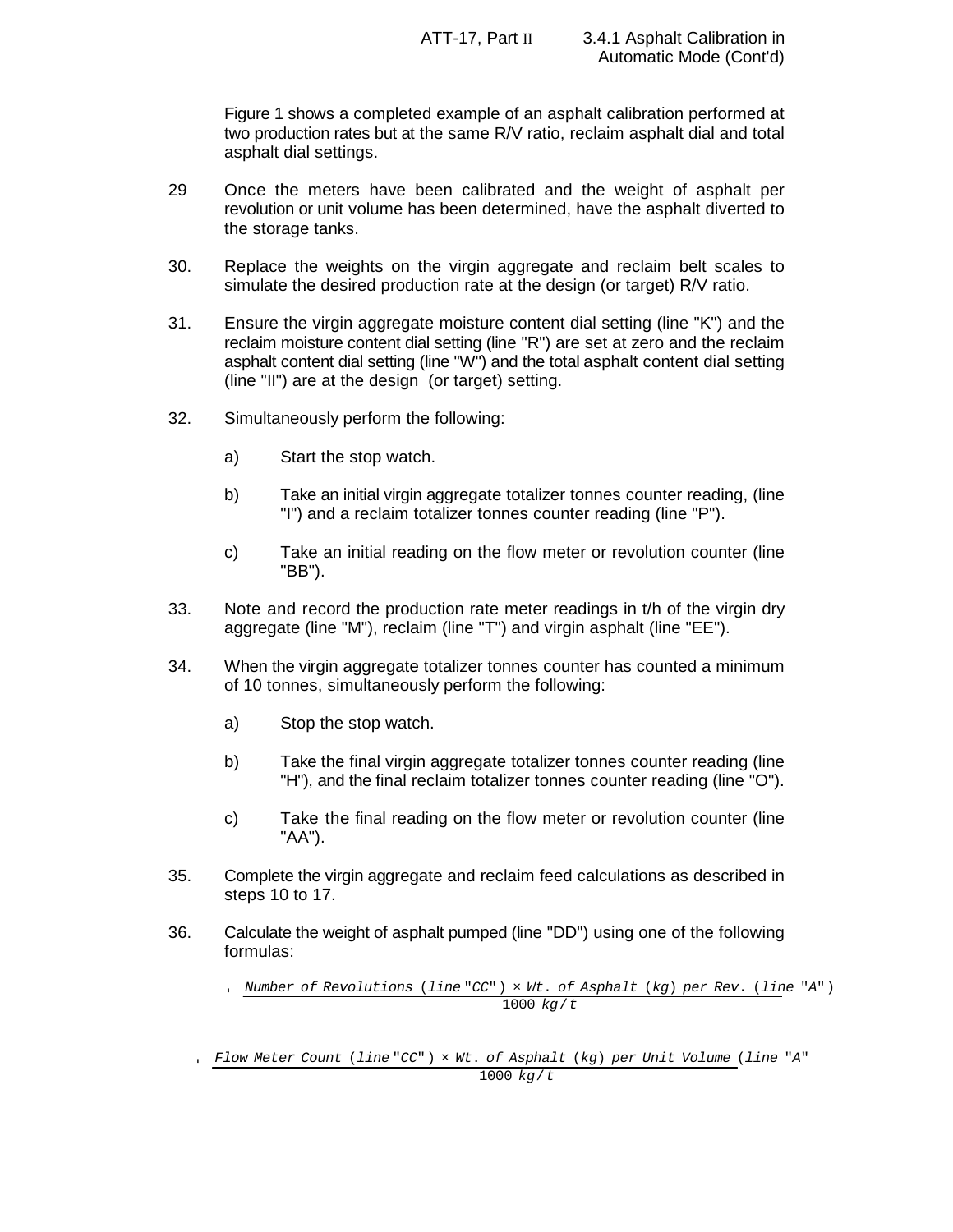Figure 1 shows a completed example of an asphalt calibration performed at two production rates but at the same R/V ratio, reclaim asphalt dial and total asphalt dial settings.

29 Once the meters have been calibrated and the weight of asphalt per revolution or unit volume has been determined, have the asphalt diverted to the storage tanks.

30. Replace the weights on the virgin aggregate and reclaim belt scales to simulate the desired production rate at the design (or target) R/V ratio.

31. Ensure the virgin aggregate moisture content dial setting (line "K") and the reclaim moisture content dial setting (line "R") are set at zero and the reclaim asphalt content dial setting (line "W") and the total asphalt content dial setting (line "II") are at the design (or target) setting.

32. Simultaneously perform the following:

    a) Start the stop watch.

    b) Take an initial virgin aggregate totalizer tonnes counter reading, (line "I") and a reclaim totalizer tonnes counter reading (line "P").

    c) Take an initial reading on the flow meter or revolution counter (line "BB").

33. Note and record the production rate meter readings in t/h of the virgin dry aggregate (line "M"), reclaim (line "T") and virgin asphalt (line "EE").

34. When the virgin aggregate totalizer tonnes counter has counted a minimum of 10 tonnes, simultaneously perform the following:

    a) Stop the stop watch.

    b) Take the final virgin aggregate totalizer tonnes counter reading (line "H"), and the final reclaim totalizer tonnes counter reading (line "O").

    c) Take the final reading on the flow meter or revolution counter (line "AA").

35. Complete the virgin aggregate and reclaim feed calculations as described in steps 10 to 17.

36. Calculate the weight of asphalt pumped (line "DD") using one of the following formulas:

$$\frac{\text{Number of Revolutions (line "CC")} \times \text{Wt. of Asphalt (kg) per Rev. (line "A")}}{1000 \ kg/t}$$

$$\frac{\text{Flow Meter Count (line "CC")} \times \text{Wt. of Asphalt (kg) per Unit Volume (line "A")}}{1000 \ kg/t}$$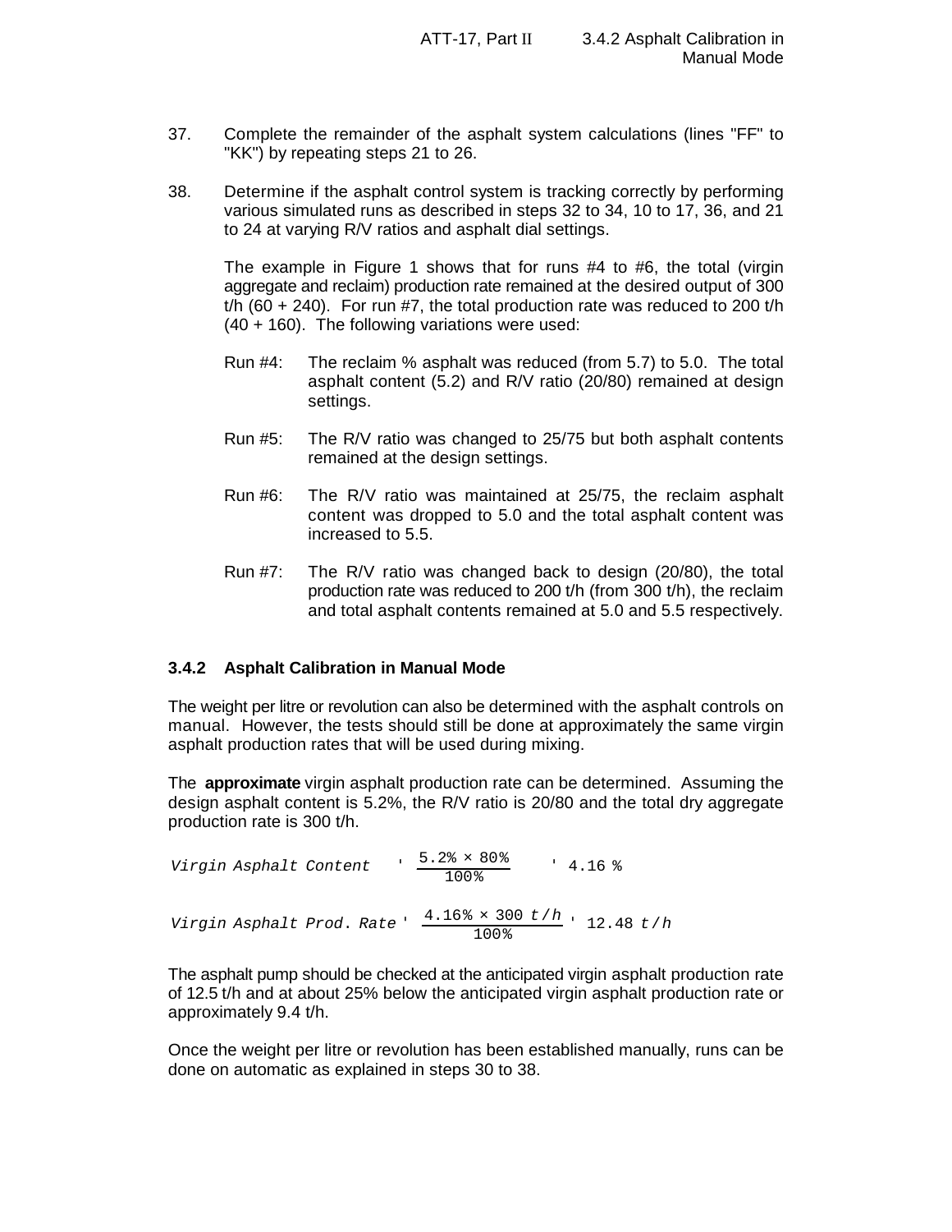37. Complete the remainder of the asphalt system calculations (lines "FF" to "KK") by repeating steps 21 to 26.

38. Determine if the asphalt control system is tracking correctly by performing various simulated runs as described in steps 32 to 34, 10 to 17, 36, and 21 to 24 at varying R/V ratios and asphalt dial settings.

    The example in Figure 1 shows that for runs #4 to #6, the total (virgin aggregate and reclaim) production rate remained at the desired output of 300 t/h (60 + 240). For run #7, the total production rate was reduced to 200 t/h (40 + 160). The following variations were used:

    Run #4: The reclaim % asphalt was reduced (from 5.7) to 5.0. The total asphalt content (5.2) and R/V ratio (20/80) remained at design settings.

    Run #5: The R/V ratio was changed to 25/75 but both asphalt contents remained at the design settings.

    Run #6: The R/V ratio was maintained at 25/75, the reclaim asphalt content was dropped to 5.0 and the total asphalt content was increased to 5.5.

    Run #7: The R/V ratio was changed back to design (20/80), the total production rate was reduced to 200 t/h (from 300 t/h), the reclaim and total asphalt contents remained at 5.0 and 5.5 respectively.

### 3.4.2 Asphalt Calibration in Manual Mode

The weight per litre or revolution can also be determined with the asphalt controls on manual. However, the tests should still be done at approximately the same virgin asphalt production rates that will be used during mixing.

The **approximate** virgin asphalt production rate can be determined. Assuming the design asphalt content is 5.2%, the R/V ratio is 20/80 and the total dry aggregate production rate is 300 t/h.

$$\text{Virgin Asphalt Content} = \frac{5.2\% \times 80\%}{100\%} = 4.16\ \%$$

$$\text{Virgin Asphalt Prod. Rate} = \frac{4.16\% \times 300\ t/h}{100\%} = 12.48\ t/h$$

The asphalt pump should be checked at the anticipated virgin asphalt production rate of 12.5 t/h and at about 25% below the anticipated virgin asphalt production rate or approximately 9.4 t/h.

Once the weight per litre or revolution has been established manually, runs can be done on automatic as explained in steps 30 to 38.